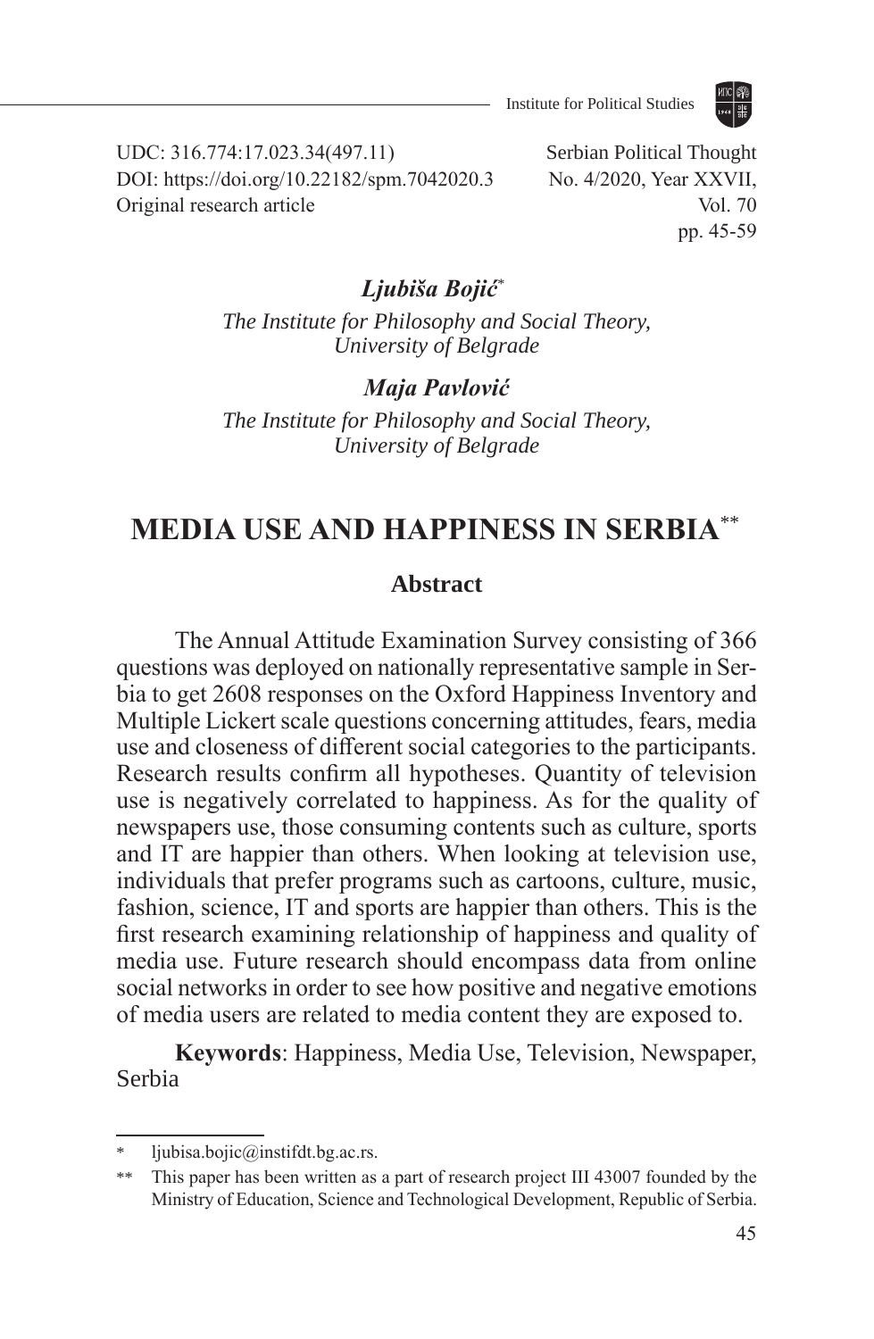UDC: 316.774:17.023.34(497.11)
DOI: https://doi.org/10.22182/spm.7042020.3
Original research article

*Ljubiša Bojić*[*]

*The Institute for Philosophy and Social Theory, University of Belgrade*

*Maja Pavlović*

*The Institute for Philosophy and Social Theory, University of Belgrade*

# MEDIA USE AND HAPPINESS IN SERBIA[**]

## Abstract

The Annual Attitude Examination Survey consisting of 366 questions was deployed on nationally representative sample in Serbia to get 2608 responses on the Oxford Happiness Inventory and Multiple Lickert scale questions concerning attitudes, fears, media use and closeness of different social categories to the participants. Research results confirm all hypotheses. Quantity of television use is negatively correlated to happiness. As for the quality of newspapers use, those consuming contents such as culture, sports and IT are happier than others. When looking at television use, individuals that prefer programs such as cartoons, culture, music, fashion, science, IT and sports are happier than others. This is the first research examining relationship of happiness and quality of media use. Future research should encompass data from online social networks in order to see how positive and negative emotions of media users are related to media content they are exposed to.

**Keywords**: Happiness, Media Use, Television, Newspaper, Serbia

---

[*] ljubisa.bojic@instifdt.bg.ac.rs.

[**] This paper has been written as a part of research project III 43007 founded by the Ministry of Education, Science and Technological Development, Republic of Serbia.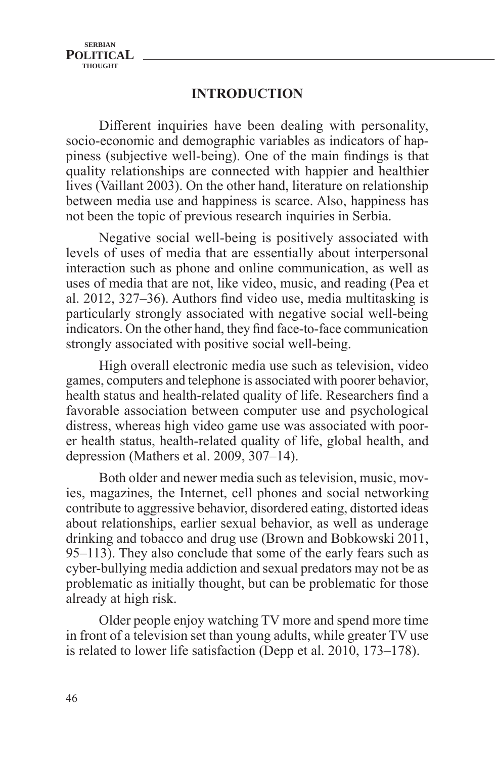## INTRODUCTION

Different inquiries have been dealing with personality, socio-economic and demographic variables as indicators of happiness (subjective well-being). One of the main findings is that quality relationships are connected with happier and healthier lives (Vaillant 2003). On the other hand, literature on relationship between media use and happiness is scarce. Also, happiness has not been the topic of previous research inquiries in Serbia.

Negative social well-being is positively associated with levels of uses of media that are essentially about interpersonal interaction such as phone and online communication, as well as uses of media that are not, like video, music, and reading (Pea et al. 2012, 327–36). Authors find video use, media multitasking is particularly strongly associated with negative social well-being indicators. On the other hand, they find face-to-face communication strongly associated with positive social well-being.

High overall electronic media use such as television, video games, computers and telephone is associated with poorer behavior, health status and health-related quality of life. Researchers find a favorable association between computer use and psychological distress, whereas high video game use was associated with poorer health status, health-related quality of life, global health, and depression (Mathers et al. 2009, 307–14).

Both older and newer media such as television, music, movies, magazines, the Internet, cell phones and social networking contribute to aggressive behavior, disordered eating, distorted ideas about relationships, earlier sexual behavior, as well as underage drinking and tobacco and drug use (Brown and Bobkowski 2011, 95–113). They also conclude that some of the early fears such as cyber-bullying media addiction and sexual predators may not be as problematic as initially thought, but can be problematic for those already at high risk.

Older people enjoy watching TV more and spend more time in front of a television set than young adults, while greater TV use is related to lower life satisfaction (Depp et al. 2010, 173–178).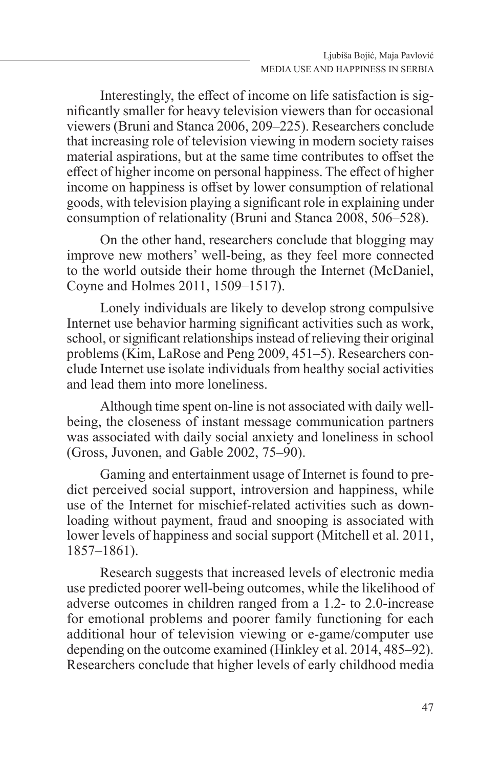Interestingly, the effect of income on life satisfaction is significantly smaller for heavy television viewers than for occasional viewers (Bruni and Stanca 2006, 209–225). Researchers conclude that increasing role of television viewing in modern society raises material aspirations, but at the same time contributes to offset the effect of higher income on personal happiness. The effect of higher income on happiness is offset by lower consumption of relational goods, with television playing a significant role in explaining under consumption of relationality (Bruni and Stanca 2008, 506–528).

On the other hand, researchers conclude that blogging may improve new mothers' well-being, as they feel more connected to the world outside their home through the Internet (McDaniel, Coyne and Holmes 2011, 1509–1517).

Lonely individuals are likely to develop strong compulsive Internet use behavior harming significant activities such as work, school, or significant relationships instead of relieving their original problems (Kim, LaRose and Peng 2009, 451–5). Researchers conclude Internet use isolate individuals from healthy social activities and lead them into more loneliness.

Although time spent on-line is not associated with daily well-being, the closeness of instant message communication partners was associated with daily social anxiety and loneliness in school (Gross, Juvonen, and Gable 2002, 75–90).

Gaming and entertainment usage of Internet is found to predict perceived social support, introversion and happiness, while use of the Internet for mischief-related activities such as downloading without payment, fraud and snooping is associated with lower levels of happiness and social support (Mitchell et al. 2011, 1857–1861).

Research suggests that increased levels of electronic media use predicted poorer well-being outcomes, while the likelihood of adverse outcomes in children ranged from a 1.2- to 2.0-increase for emotional problems and poorer family functioning for each additional hour of television viewing or e-game/computer use depending on the outcome examined (Hinkley et al. 2014, 485–92). Researchers conclude that higher levels of early childhood media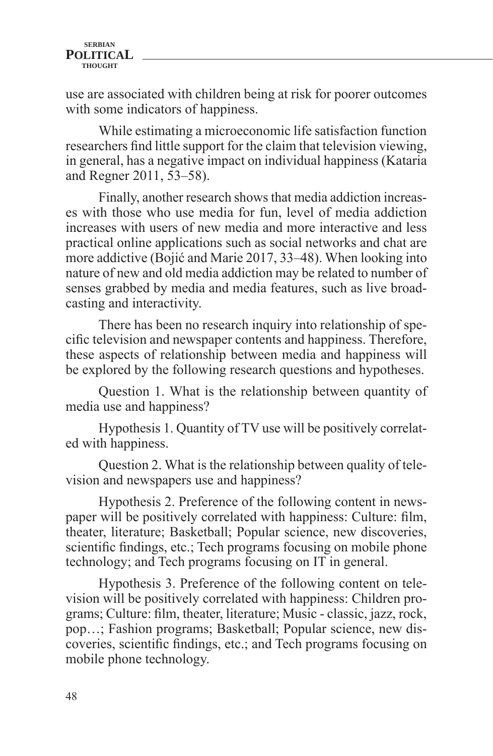use are associated with children being at risk for poorer outcomes with some indicators of happiness.

While estimating a microeconomic life satisfaction function researchers find little support for the claim that television viewing, in general, has a negative impact on individual happiness (Kataria and Regner 2011, 53–58).

Finally, another research shows that media addiction increases with those who use media for fun, level of media addiction increases with users of new media and more interactive and less practical online applications such as social networks and chat are more addictive (Bojić and Marie 2017, 33–48). When looking into nature of new and old media addiction may be related to number of senses grabbed by media and media features, such as live broadcasting and interactivity.

There has been no research inquiry into relationship of specific television and newspaper contents and happiness. Therefore, these aspects of relationship between media and happiness will be explored by the following research questions and hypotheses.

Question 1. What is the relationship between quantity of media use and happiness?

Hypothesis 1. Quantity of TV use will be positively correlated with happiness.

Question 2. What is the relationship between quality of television and newspapers use and happiness?

Hypothesis 2. Preference of the following content in newspaper will be positively correlated with happiness: Culture: film, theater, literature; Basketball; Popular science, new discoveries, scientific findings, etc.; Tech programs focusing on mobile phone technology; and Tech programs focusing on IT in general.

Hypothesis 3. Preference of the following content on television will be positively correlated with happiness: Children programs; Culture: film, theater, literature; Music - classic, jazz, rock, pop…; Fashion programs; Basketball; Popular science, new discoveries, scientific findings, etc.; and Tech programs focusing on mobile phone technology.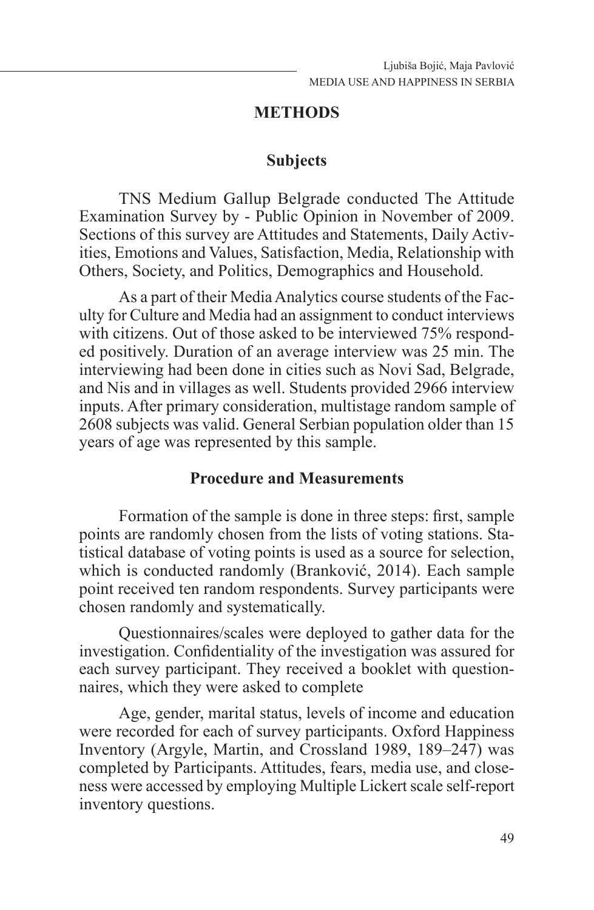## METHODS

### Subjects

TNS Medium Gallup Belgrade conducted The Attitude Examination Survey by - Public Opinion in November of 2009. Sections of this survey are Attitudes and Statements, Daily Activities, Emotions and Values, Satisfaction, Media, Relationship with Others, Society, and Politics, Demographics and Household.

As a part of their Media Analytics course students of the Faculty for Culture and Media had an assignment to conduct interviews with citizens. Out of those asked to be interviewed 75% responded positively. Duration of an average interview was 25 min. The interviewing had been done in cities such as Novi Sad, Belgrade, and Nis and in villages as well. Students provided 2966 interview inputs. After primary consideration, multistage random sample of 2608 subjects was valid. General Serbian population older than 15 years of age was represented by this sample.

### Procedure and Measurements

Formation of the sample is done in three steps: first, sample points are randomly chosen from the lists of voting stations. Statistical database of voting points is used as a source for selection, which is conducted randomly (Branković, 2014). Each sample point received ten random respondents. Survey participants were chosen randomly and systematically.

Questionnaires/scales were deployed to gather data for the investigation. Confidentiality of the investigation was assured for each survey participant. They received a booklet with questionnaires, which they were asked to complete

Age, gender, marital status, levels of income and education were recorded for each of survey participants. Oxford Happiness Inventory (Argyle, Martin, and Crossland 1989, 189–247) was completed by Participants. Attitudes, fears, media use, and closeness were accessed by employing Multiple Lickert scale self-report inventory questions.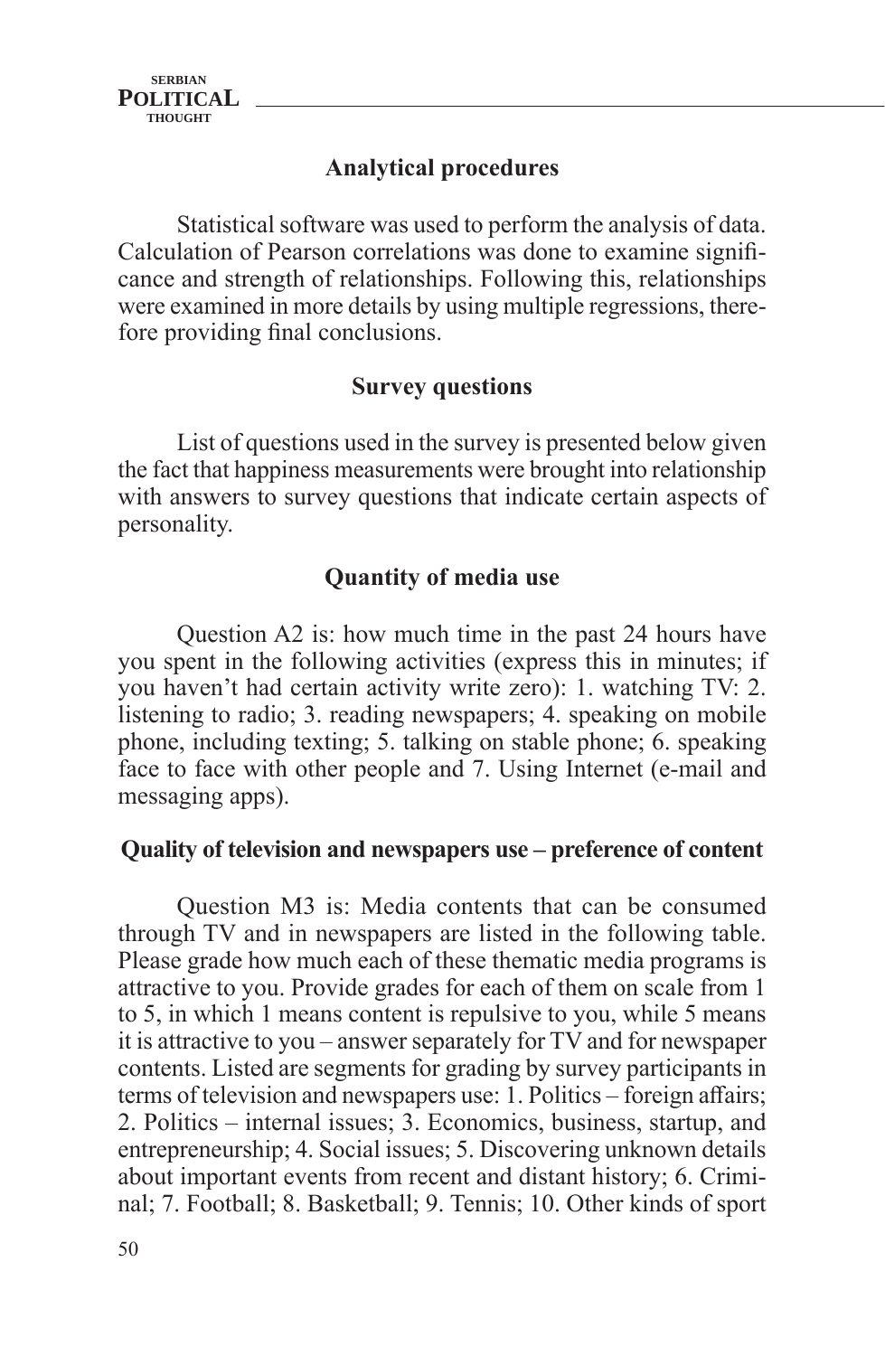## Analytical procedures

Statistical software was used to perform the analysis of data. Calculation of Pearson correlations was done to examine significance and strength of relationships. Following this, relationships were examined in more details by using multiple regressions, therefore providing final conclusions.

## Survey questions

List of questions used in the survey is presented below given the fact that happiness measurements were brought into relationship with answers to survey questions that indicate certain aspects of personality.

## Quantity of media use

Question A2 is: how much time in the past 24 hours have you spent in the following activities (express this in minutes; if you haven't had certain activity write zero): 1. watching TV: 2. listening to radio; 3. reading newspapers; 4. speaking on mobile phone, including texting; 5. talking on stable phone; 6. speaking face to face with other people and 7. Using Internet (e-mail and messaging apps).

## Quality of television and newspapers use – preference of content

Question M3 is: Media contents that can be consumed through TV and in newspapers are listed in the following table. Please grade how much each of these thematic media programs is attractive to you. Provide grades for each of them on scale from 1 to 5, in which 1 means content is repulsive to you, while 5 means it is attractive to you – answer separately for TV and for newspaper contents. Listed are segments for grading by survey participants in terms of television and newspapers use: 1. Politics – foreign affairs; 2. Politics – internal issues; 3. Economics, business, startup, and entrepreneurship; 4. Social issues; 5. Discovering unknown details about important events from recent and distant history; 6. Criminal; 7. Football; 8. Basketball; 9. Tennis; 10. Other kinds of sport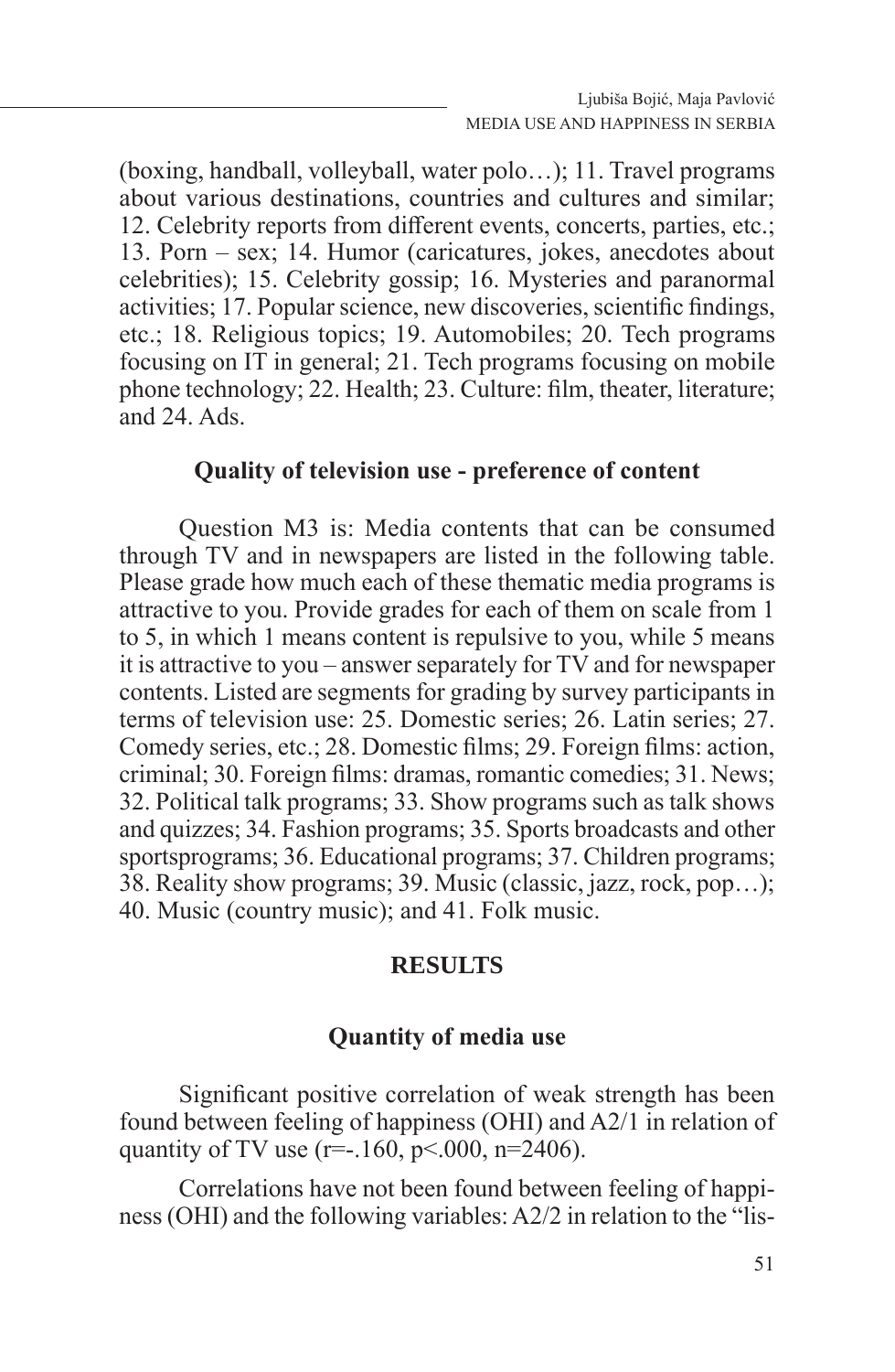(boxing, handball, volleyball, water polo…); 11. Travel programs about various destinations, countries and cultures and similar; 12. Celebrity reports from different events, concerts, parties, etc.; 13. Porn – sex; 14. Humor (caricatures, jokes, anecdotes about celebrities); 15. Celebrity gossip; 16. Mysteries and paranormal activities; 17. Popular science, new discoveries, scientific findings, etc.; 18. Religious topics; 19. Automobiles; 20. Tech programs focusing on IT in general; 21. Tech programs focusing on mobile phone technology; 22. Health; 23. Culture: film, theater, literature; and 24. Ads.

### Quality of television use - preference of content

Question M3 is: Media contents that can be consumed through TV and in newspapers are listed in the following table. Please grade how much each of these thematic media programs is attractive to you. Provide grades for each of them on scale from 1 to 5, in which 1 means content is repulsive to you, while 5 means it is attractive to you – answer separately for TV and for newspaper contents. Listed are segments for grading by survey participants in terms of television use: 25. Domestic series; 26. Latin series; 27. Comedy series, etc.; 28. Domestic films; 29. Foreign films: action, criminal; 30. Foreign films: dramas, romantic comedies; 31. News; 32. Political talk programs; 33. Show programs such as talk shows and quizzes; 34. Fashion programs; 35. Sports broadcasts and other sportsprograms; 36. Educational programs; 37. Children programs; 38. Reality show programs; 39. Music (classic, jazz, rock, pop…); 40. Music (country music); and 41. Folk music.

## RESULTS

### Quantity of media use

Significant positive correlation of weak strength has been found between feeling of happiness (OHI) and A2/1 in relation of quantity of TV use ($r=-.160$, $p<.000$, $n=2406$).

Correlations have not been found between feeling of happiness (OHI) and the following variables: A2/2 in relation to the "lis-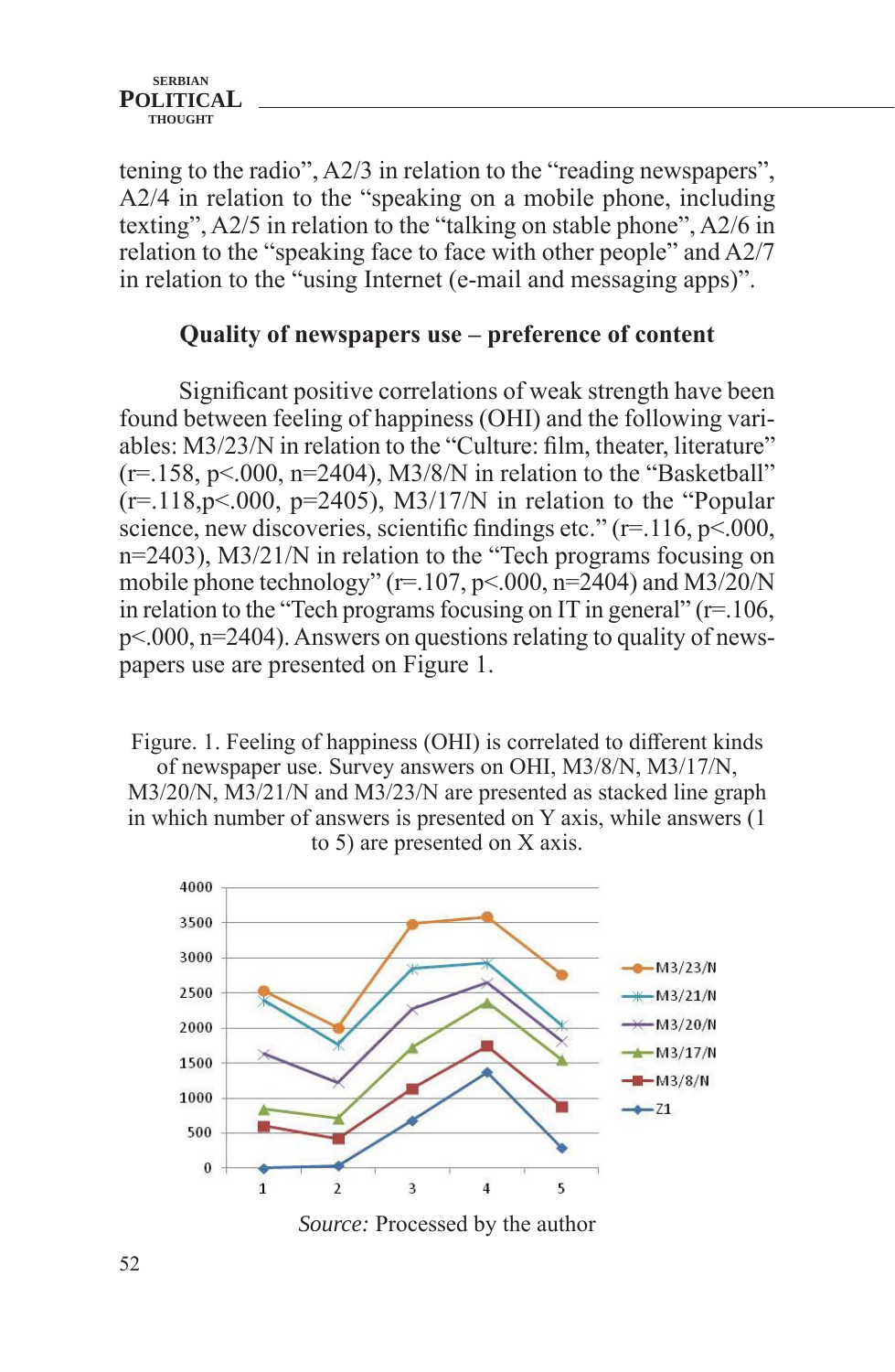tening to the radio", A2/3 in relation to the "reading newspapers", A2/4 in relation to the "speaking on a mobile phone, including texting", A2/5 in relation to the "talking on stable phone", A2/6 in relation to the "speaking face to face with other people" and A2/7 in relation to the "using Internet (e-mail and messaging apps)".

### Quality of newspapers use – preference of content

Significant positive correlations of weak strength have been found between feeling of happiness (OHI) and the following variables: M3/23/N in relation to the "Culture: film, theater, literature" (r=.158, p<.000, n=2404), M3/8/N in relation to the "Basketball" (r=.118,p<.000, p=2405), M3/17/N in relation to the "Popular science, new discoveries, scientific findings etc." (r=.116, p<.000, n=2403), M3/21/N in relation to the "Tech programs focusing on mobile phone technology" (r=.107, p<.000, n=2404) and M3/20/N in relation to the "Tech programs focusing on IT in general" (r=.106, p<.000, n=2404). Answers on questions relating to quality of newspapers use are presented on Figure 1.

Figure. 1. Feeling of happiness (OHI) is correlated to different kinds of newspaper use. Survey answers on OHI, M3/8/N, M3/17/N, M3/20/N, M3/21/N and M3/23/N are presented as stacked line graph in which number of answers is presented on Y axis, while answers (1 to 5) are presented on X axis.

*Source:* Processed by the author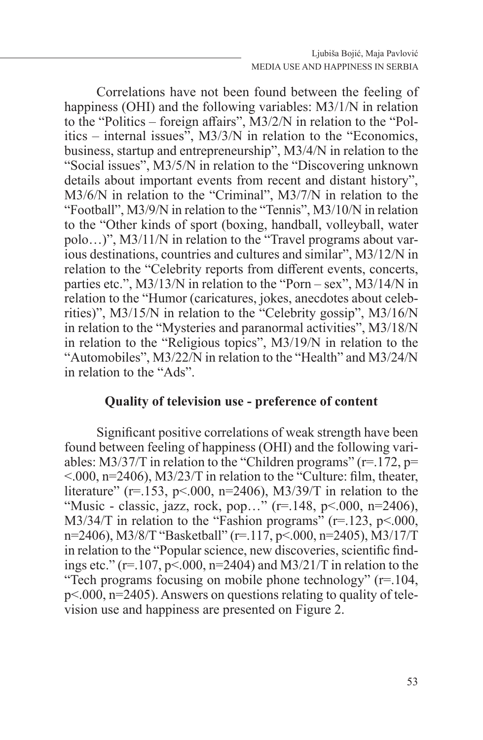Correlations have not been found between the feeling of happiness (OHI) and the following variables: M3/1/N in relation to the "Politics – foreign affairs", M3/2/N in relation to the "Politics – internal issues", M3/3/N in relation to the "Economics, business, startup and entrepreneurship", M3/4/N in relation to the "Social issues", M3/5/N in relation to the "Discovering unknown details about important events from recent and distant history", M3/6/N in relation to the "Criminal", M3/7/N in relation to the "Football", M3/9/N in relation to the "Tennis", M3/10/N in relation to the "Other kinds of sport (boxing, handball, volleyball, water polo…)", M3/11/N in relation to the "Travel programs about various destinations, countries and cultures and similar", M3/12/N in relation to the "Celebrity reports from different events, concerts, parties etc.", M3/13/N in relation to the "Porn – sex", M3/14/N in relation to the "Humor (caricatures, jokes, anecdotes about celebrities)", M3/15/N in relation to the "Celebrity gossip", M3/16/N in relation to the "Mysteries and paranormal activities", M3/18/N in relation to the "Religious topics", M3/19/N in relation to the "Automobiles", M3/22/N in relation to the "Health" and M3/24/N in relation to the "Ads".

## Quality of television use - preference of content

Significant positive correlations of weak strength have been found between feeling of happiness (OHI) and the following variables: M3/37/T in relation to the "Children programs" ($r=.172$, $p=<.000$, $n=2406$), M3/23/T in relation to the "Culture: film, theater, literature" ($r=.153$, $p<.000$, $n=2406$), M3/39/T in relation to the "Music - classic, jazz, rock, pop…" ($r=.148$, $p<.000$, $n=2406$), M3/34/T in relation to the "Fashion programs" ($r=.123$, $p<.000$, $n=2406$), M3/8/T "Basketball" ($r=.117$, $p<.000$, $n=2405$), M3/17/T in relation to the "Popular science, new discoveries, scientific findings etc." ($r=.107$, $p<.000$, $n=2404$) and M3/21/T in relation to the "Tech programs focusing on mobile phone technology" ($r=.104$, $p<.000$, $n=2405$). Answers on questions relating to quality of television use and happiness are presented on Figure 2.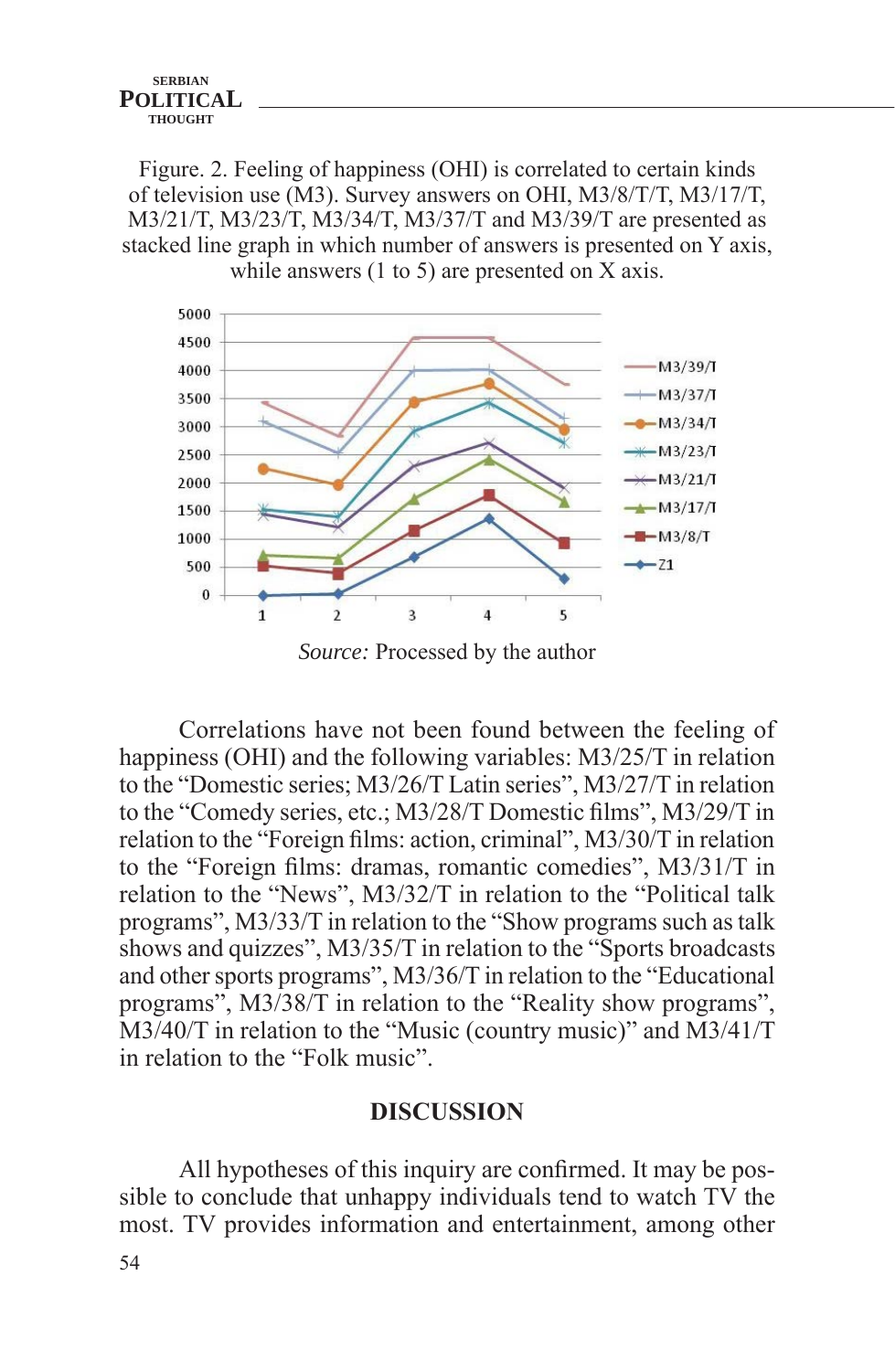Figure. 2. Feeling of happiness (OHI) is correlated to certain kinds of television use (M3). Survey answers on OHI, M3/8/T/T, M3/17/T, M3/21/T, M3/23/T, M3/34/T, M3/37/T and M3/39/T are presented as stacked line graph in which number of answers is presented on Y axis, while answers (1 to 5) are presented on X axis.

*Source:* Processed by the author

Correlations have not been found between the feeling of happiness (OHI) and the following variables: M3/25/T in relation to the "Domestic series; M3/26/T Latin series", M3/27/T in relation to the "Comedy series, etc.; M3/28/T Domestic films", M3/29/T in relation to the "Foreign films: action, criminal", M3/30/T in relation to the "Foreign films: dramas, romantic comedies", M3/31/T in relation to the "News", M3/32/T in relation to the "Political talk programs", M3/33/T in relation to the "Show programs such as talk shows and quizzes", M3/35/T in relation to the "Sports broadcasts and other sports programs", M3/36/T in relation to the "Educational programs", M3/38/T in relation to the "Reality show programs", M3/40/T in relation to the "Music (country music)" and M3/41/T in relation to the "Folk music".

## DISCUSSION

All hypotheses of this inquiry are confirmed. It may be possible to conclude that unhappy individuals tend to watch TV the most. TV provides information and entertainment, among other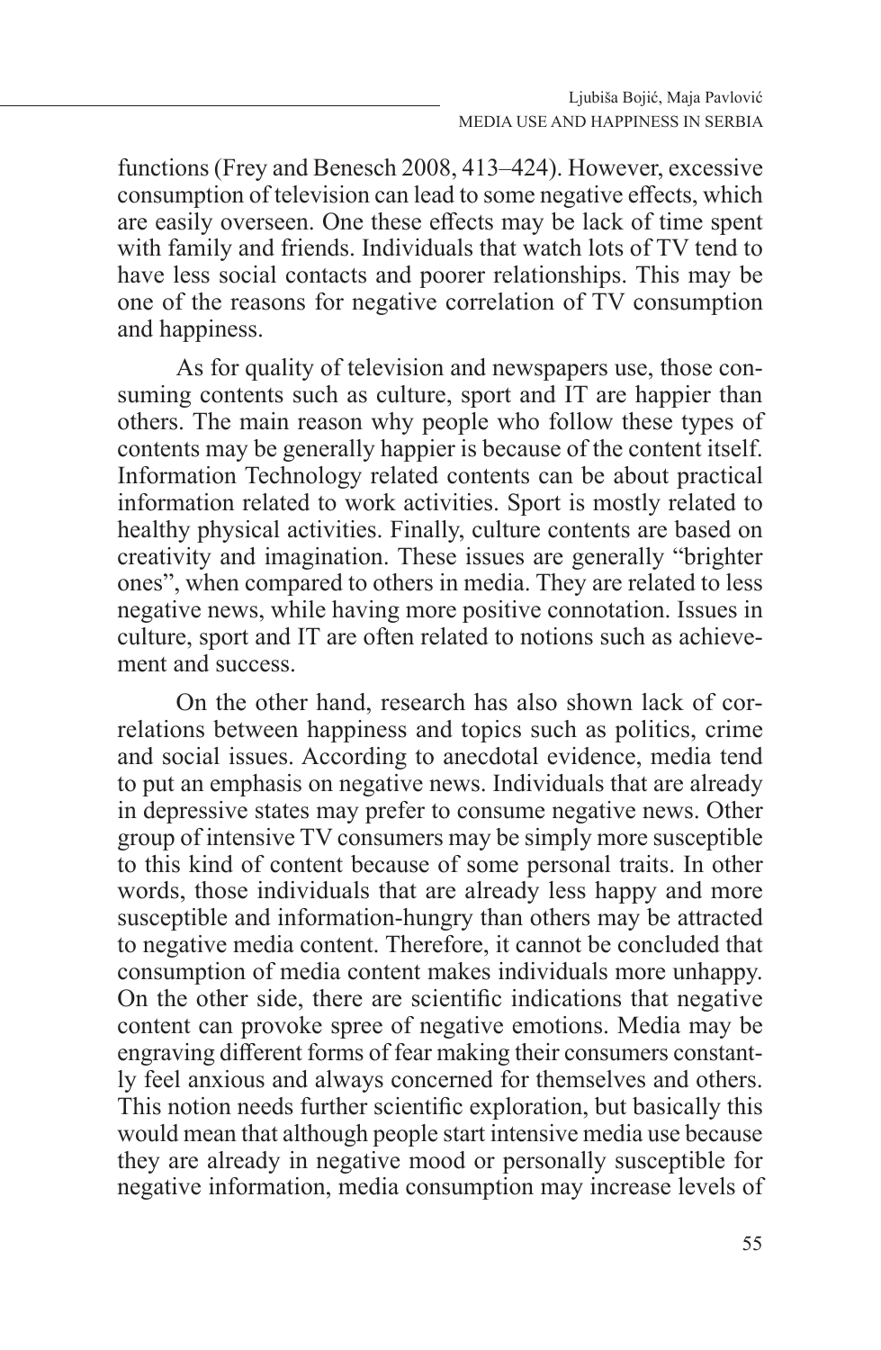functions (Frey and Benesch 2008, 413–424). However, excessive consumption of television can lead to some negative effects, which are easily overseen. One these effects may be lack of time spent with family and friends. Individuals that watch lots of TV tend to have less social contacts and poorer relationships. This may be one of the reasons for negative correlation of TV consumption and happiness.

As for quality of television and newspapers use, those consuming contents such as culture, sport and IT are happier than others. The main reason why people who follow these types of contents may be generally happier is because of the content itself. Information Technology related contents can be about practical information related to work activities. Sport is mostly related to healthy physical activities. Finally, culture contents are based on creativity and imagination. These issues are generally "brighter ones", when compared to others in media. They are related to less negative news, while having more positive connotation. Issues in culture, sport and IT are often related to notions such as achievement and success.

On the other hand, research has also shown lack of correlations between happiness and topics such as politics, crime and social issues. According to anecdotal evidence, media tend to put an emphasis on negative news. Individuals that are already in depressive states may prefer to consume negative news. Other group of intensive TV consumers may be simply more susceptible to this kind of content because of some personal traits. In other words, those individuals that are already less happy and more susceptible and information-hungry than others may be attracted to negative media content. Therefore, it cannot be concluded that consumption of media content makes individuals more unhappy. On the other side, there are scientific indications that negative content can provoke spree of negative emotions. Media may be engraving different forms of fear making their consumers constantly feel anxious and always concerned for themselves and others. This notion needs further scientific exploration, but basically this would mean that although people start intensive media use because they are already in negative mood or personally susceptible for negative information, media consumption may increase levels of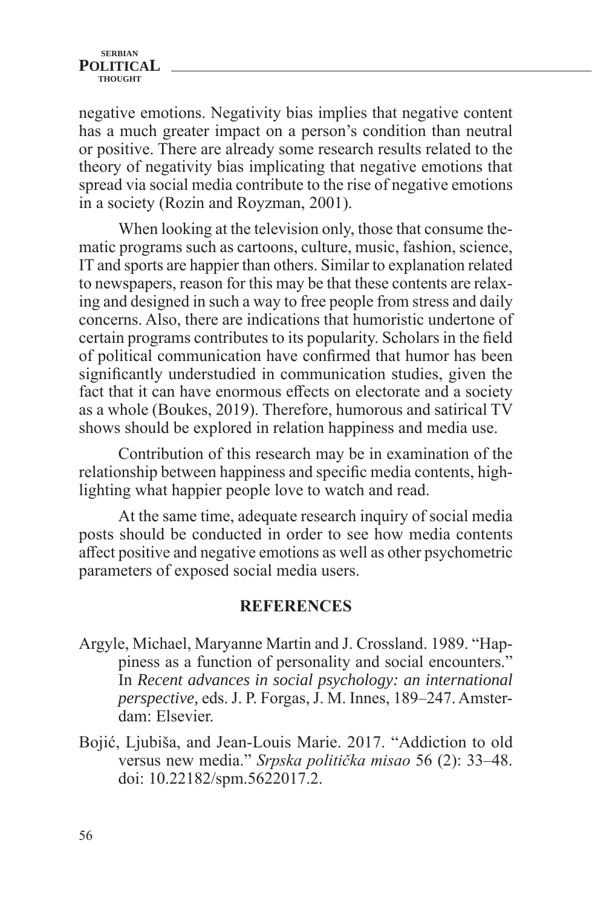negative emotions. Negativity bias implies that negative content has a much greater impact on a person's condition than neutral or positive. There are already some research results related to the theory of negativity bias implicating that negative emotions that spread via social media contribute to the rise of negative emotions in a society (Rozin and Royzman, 2001).

When looking at the television only, those that consume thematic programs such as cartoons, culture, music, fashion, science, IT and sports are happier than others. Similar to explanation related to newspapers, reason for this may be that these contents are relaxing and designed in such a way to free people from stress and daily concerns. Also, there are indications that humoristic undertone of certain programs contributes to its popularity. Scholars in the field of political communication have confirmed that humor has been significantly understudied in communication studies, given the fact that it can have enormous effects on electorate and a society as a whole (Boukes, 2019). Therefore, humorous and satirical TV shows should be explored in relation happiness and media use.

Contribution of this research may be in examination of the relationship between happiness and specific media contents, highlighting what happier people love to watch and read.

At the same time, adequate research inquiry of social media posts should be conducted in order to see how media contents affect positive and negative emotions as well as other psychometric parameters of exposed social media users.

## REFERENCES

Argyle, Michael, Maryanne Martin and J. Crossland. 1989. "Happiness as a function of personality and social encounters." In *Recent advances in social psychology: an international perspective,* eds. J. P. Forgas, J. M. Innes, 189–247. Amsterdam: Elsevier.

Bojić, Ljubiša, and Jean-Louis Marie. 2017. "Addiction to old versus new media." *Srpska politička misao* 56 (2): 33–48. doi: 10.22182/spm.5622017.2.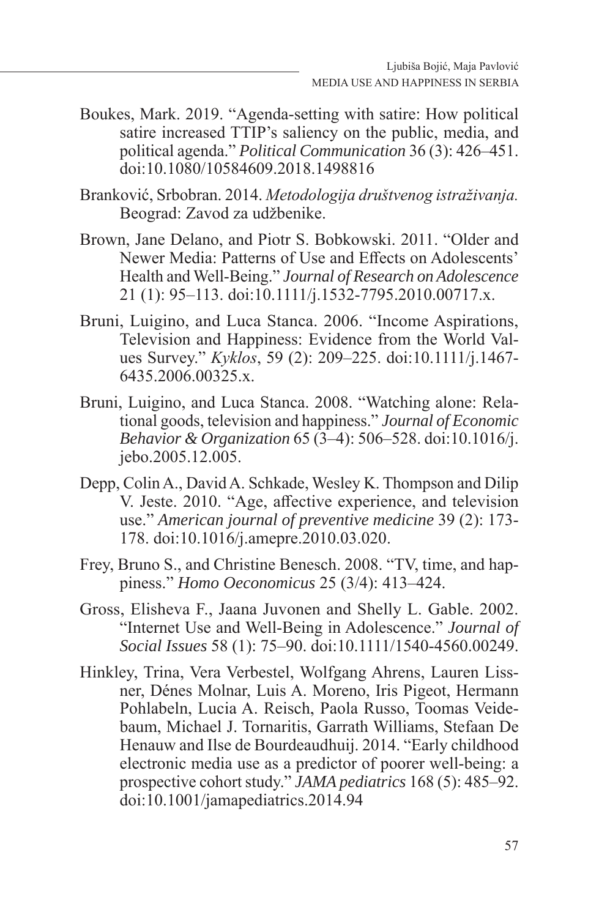Boukes, Mark. 2019. "Agenda-setting with satire: How political satire increased TTIP's saliency on the public, media, and political agenda." *Political Communication* 36 (3): 426–451. doi:10.1080/10584609.2018.1498816

Branković, Srbobran. 2014. *Metodologija društvenog istraživanja.* Beograd: Zavod za udžbenike.

Brown, Jane Delano, and Piotr S. Bobkowski. 2011. "Older and Newer Media: Patterns of Use and Effects on Adolescents' Health and Well-Being." *Journal of Research on Adolescence* 21 (1): 95–113. doi:10.1111/j.1532-7795.2010.00717.x.

Bruni, Luigino, and Luca Stanca. 2006. "Income Aspirations, Television and Happiness: Evidence from the World Values Survey." *Kyklos*, 59 (2): 209–225. doi:10.1111/j.1467-6435.2006.00325.x.

Bruni, Luigino, and Luca Stanca. 2008. "Watching alone: Relational goods, television and happiness." *Journal of Economic Behavior & Organization* 65 (3–4): 506–528. doi:10.1016/j.jebo.2005.12.005.

Depp, Colin A., David A. Schkade, Wesley K. Thompson and Dilip V. Jeste. 2010. "Age, affective experience, and television use." *American journal of preventive medicine* 39 (2): 173-178. doi:10.1016/j.amepre.2010.03.020.

Frey, Bruno S., and Christine Benesch. 2008. "TV, time, and happiness." *Homo Oeconomicus* 25 (3/4): 413–424.

Gross, Elisheva F., Jaana Juvonen and Shelly L. Gable. 2002. "Internet Use and Well-Being in Adolescence." *Journal of Social Issues* 58 (1): 75–90. doi:10.1111/1540-4560.00249.

Hinkley, Trina, Vera Verbestel, Wolfgang Ahrens, Lauren Lissner, Dénes Molnar, Luis A. Moreno, Iris Pigeot, Hermann Pohlabeln, Lucia A. Reisch, Paola Russo, Toomas Veidebaum, Michael J. Tornaritis, Garrath Williams, Stefaan De Henauw and Ilse de Bourdeaudhuij. 2014. "Early childhood electronic media use as a predictor of poorer well-being: a prospective cohort study." *JAMA pediatrics* 168 (5): 485–92. doi:10.1001/jamapediatrics.2014.94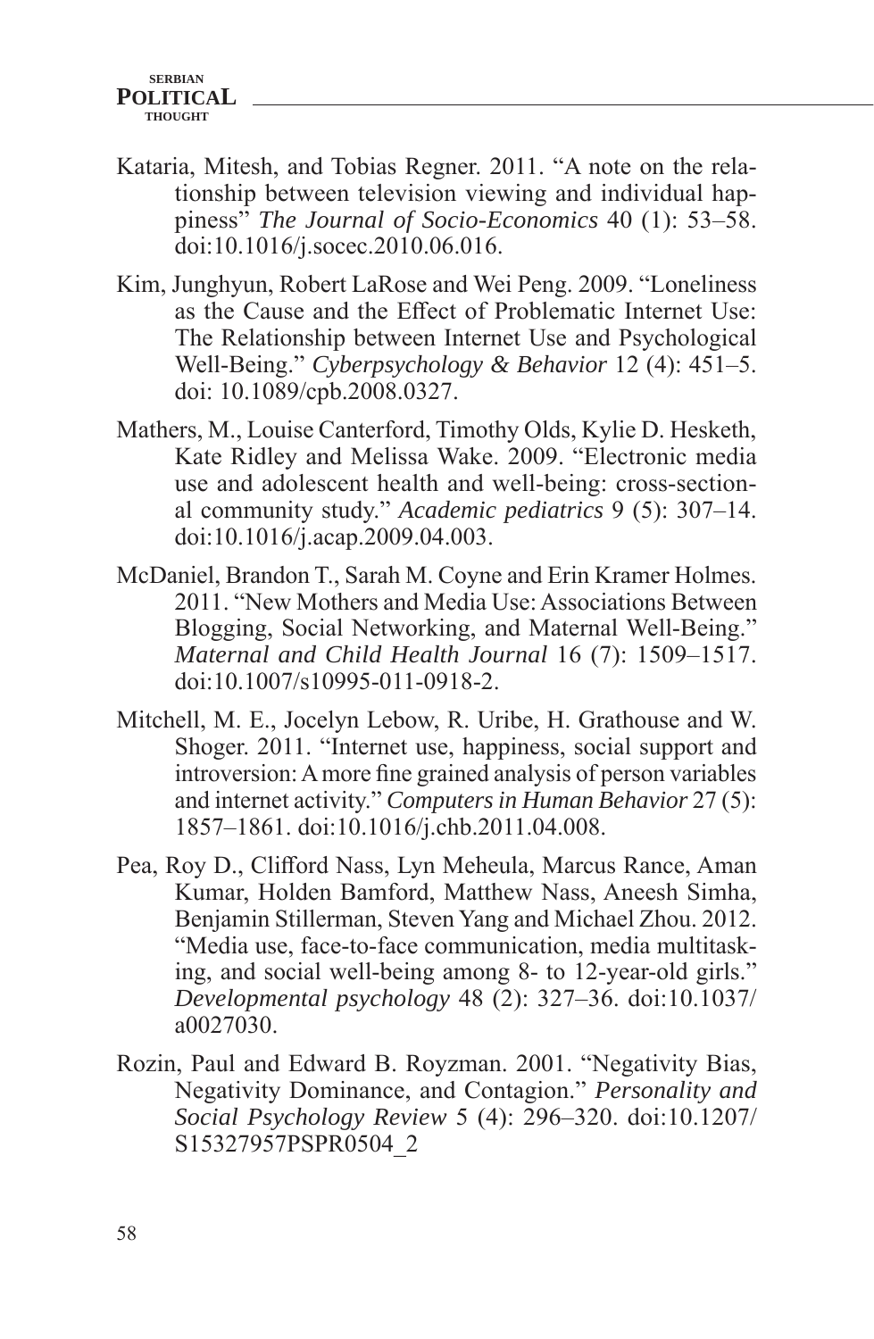Kataria, Mitesh, and Tobias Regner. 2011. "A note on the relationship between television viewing and individual happiness" *The Journal of Socio-Economics* 40 (1): 53–58. doi:10.1016/j.socec.2010.06.016.

Kim, Junghyun, Robert LaRose and Wei Peng. 2009. "Loneliness as the Cause and the Effect of Problematic Internet Use: The Relationship between Internet Use and Psychological Well-Being." *Cyberpsychology & Behavior* 12 (4): 451–5. doi: 10.1089/cpb.2008.0327.

Mathers, M., Louise Canterford, Timothy Olds, Kylie D. Hesketh, Kate Ridley and Melissa Wake. 2009. "Electronic media use and adolescent health and well-being: cross-sectional community study." *Academic pediatrics* 9 (5): 307–14. doi:10.1016/j.acap.2009.04.003.

McDaniel, Brandon T., Sarah M. Coyne and Erin Kramer Holmes. 2011. "New Mothers and Media Use: Associations Between Blogging, Social Networking, and Maternal Well-Being." *Maternal and Child Health Journal* 16 (7): 1509–1517. doi:10.1007/s10995-011-0918-2.

Mitchell, M. E., Jocelyn Lebow, R. Uribe, H. Grathouse and W. Shoger. 2011. "Internet use, happiness, social support and introversion: A more fine grained analysis of person variables and internet activity." *Computers in Human Behavior* 27 (5): 1857–1861. doi:10.1016/j.chb.2011.04.008.

Pea, Roy D., Clifford Nass, Lyn Meheula, Marcus Rance, Aman Kumar, Holden Bamford, Matthew Nass, Aneesh Simha, Benjamin Stillerman, Steven Yang and Michael Zhou. 2012. "Media use, face-to-face communication, media multitasking, and social well-being among 8- to 12-year-old girls." *Developmental psychology* 48 (2): 327–36. doi:10.1037/a0027030.

Rozin, Paul and Edward B. Royzman. 2001. "Negativity Bias, Negativity Dominance, and Contagion." *Personality and Social Psychology Review* 5 (4): 296–320. doi:10.1207/S15327957PSPR0504_2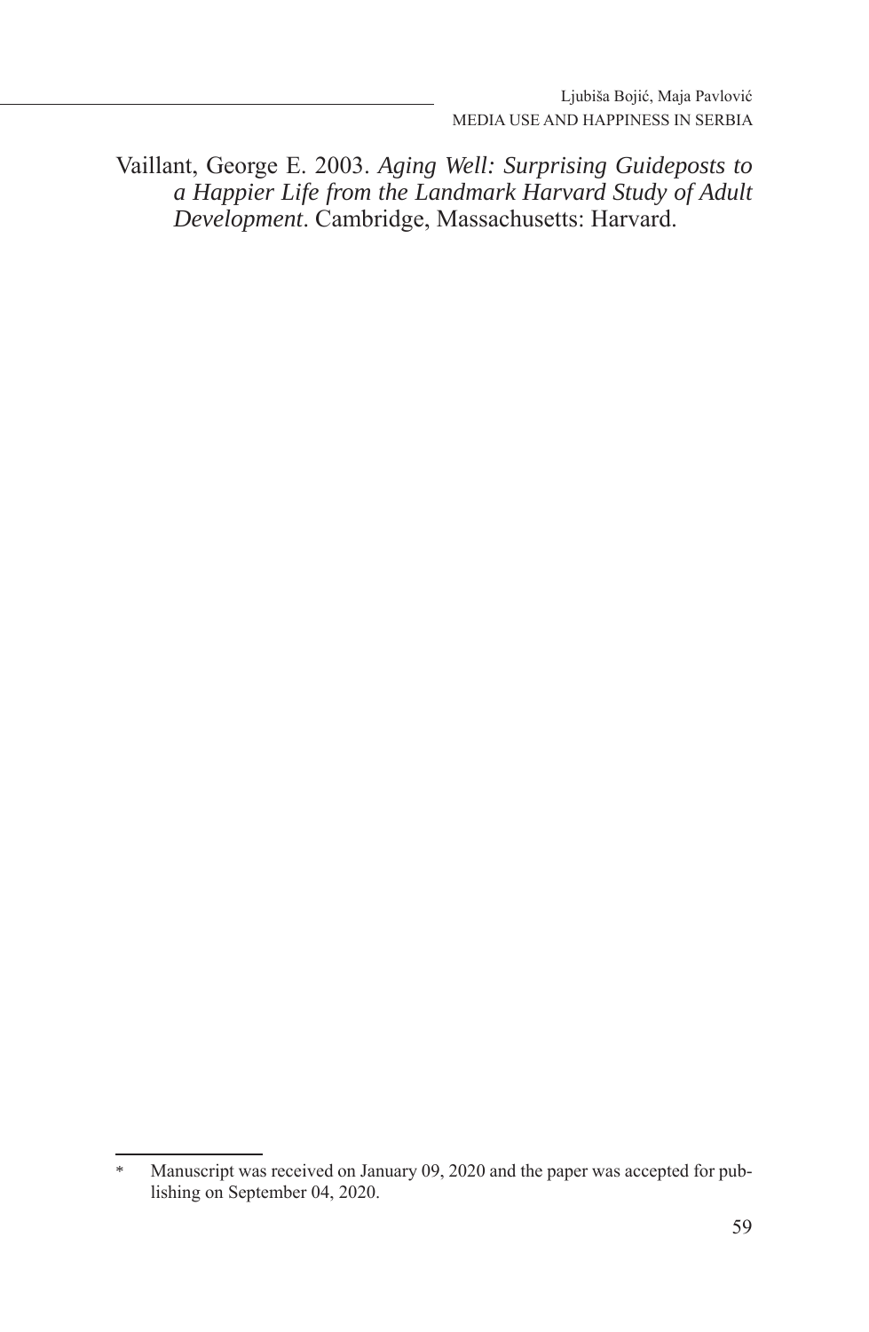Vaillant, George E. 2003. *Aging Well: Surprising Guideposts to a Happier Life from the Landmark Harvard Study of Adult Development*. Cambridge, Massachusetts: Harvard.

---

* Manuscript was received on January 09, 2020 and the paper was accepted for publishing on September 04, 2020.